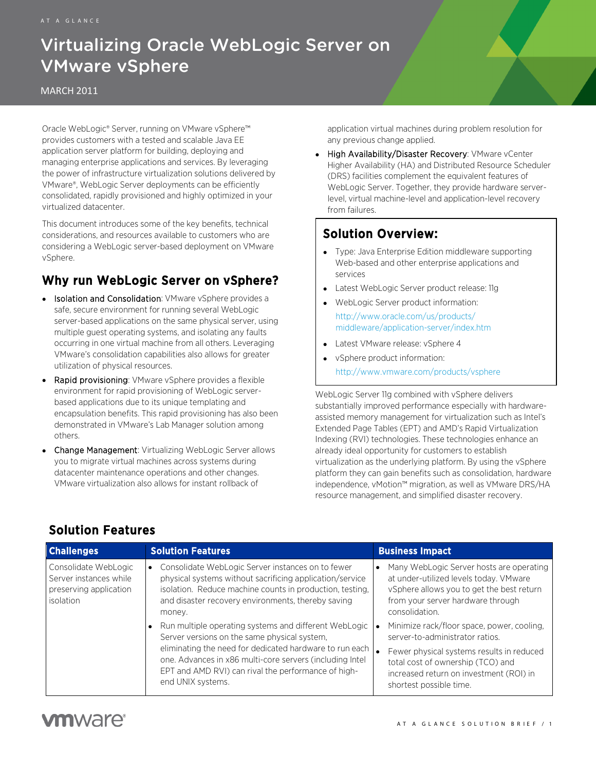AT A GLANCE

# Virtualizing Oracle WebLogic Server on VMware vSphere

MARCH 2011

Oracle WebLogic® Server, running on VMware vSphere™ provides customers with a tested and scalable Java EE application server platform for building, deploying and managing enterprise applications and services. By leveraging the power of infrastructure virtualization solutions delivered by VMware®, WebLogic Server deployments can be efficiently consolidated, rapidly provisioned and highly optimized in your virtualized datacenter.

This document introduces some of the key benefits, technical considerations, and resources available to customers who are considering a WebLogic server-based deployment on VMware vSphere.

## Why run WebLogic Server on vSphere?

- Isolation and Consolidation: VMware vSphere provides a safe, secure environment for running several WebLogic server-based applications on the same physical server, using multiple guest operating systems, and isolating any faults occurring in one virtual machine from all others. Leveraging VMware's consolidation capabilities also allows for greater utilization of physical resources.
- Rapid provisioning: VMware vSphere provides a flexible environment for rapid provisioning of WebLogic server-based applications due to its unique templating and encapsulation benefits. This rapid provisioning has also been demonstrated in VMware's Lab Manager solution among others.
- Change Management: Virtualizing WebLogic Server allows you to migrate virtual machines across systems during datacenter maintenance operations and other changes. VMware virtualization also allows for instant rollback of application virtual machines during problem resolution for any previous change applied.
- High Availability/Disaster Recovery: VMware vCenter Higher Availability (HA) and Distributed Resource Scheduler (DRS) facilities complement the equivalent features of WebLogic Server. Together, they provide hardware server-level, virtual machine-level and application-level recovery from failures.

## Solution Overview:

- Type: Java Enterprise Edition middleware supporting Web-based and other enterprise applications and services
- Latest WebLogic Server product release: 11g
- WebLogic Server product information: http://www.oracle.com/us/products/middleware/application-server/index.htm
- Latest VMware release: vSphere 4
- vSphere product information: http://www.vmware.com/products/vsphere

WebLogic Server 11g combined with vSphere delivers substantially improved performance especially with hardware-assisted memory management for virtualization such as Intel's Extended Page Tables (EPT) and AMD's Rapid Virtualization Indexing (RVI) technologies. These technologies enhance an already ideal opportunity for customers to establish virtualization as the underlying platform. By using the vSphere platform they can gain benefits such as consolidation, hardware independence, vMotion™ migration, as well as VMware DRS/HA resource management, and simplified disaster recovery.

## Solution Features

| Challenges | Solution Features | Business Impact |
|---|---|---|
| Consolidate WebLogic Server instances while preserving application isolation | • Consolidate WebLogic Server instances on to fewer physical systems without sacrificing application/service isolation. Reduce machine counts in production, testing, and disaster recovery environments, thereby saving money.<br>• Run multiple operating systems and different WebLogic Server versions on the same physical system, eliminating the need for dedicated hardware to run each one. Advances in x86 multi-core servers (including Intel EPT and AMD RVI) can rival the performance of high-end UNIX systems. | • Many WebLogic Server hosts are operating at under-utilized levels today. VMware vSphere allows you to get the best return from your server hardware through consolidation.<br>• Minimize rack/floor space, power, cooling, server-to-administrator ratios.<br>• Fewer physical systems results in reduced total cost of ownership (TCO) and increased return on investment (ROI) in shortest possible time. |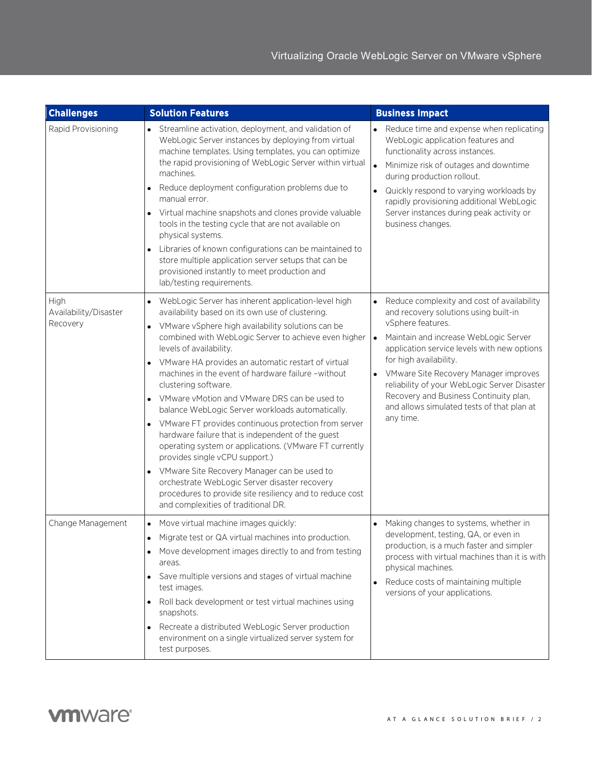| Challenges | Solution Features | Business Impact |
|---|---|---|
| Rapid Provisioning | • Streamline activation, deployment, and validation of WebLogic Server instances by deploying from virtual machine templates. Using templates, you can optimize the rapid provisioning of WebLogic Server within virtual machines.<br>• Reduce deployment configuration problems due to manual error.<br>• Virtual machine snapshots and clones provide valuable tools in the testing cycle that are not available on physical systems.<br>• Libraries of known configurations can be maintained to store multiple application server setups that can be provisioned instantly to meet production and lab/testing requirements. | • Reduce time and expense when replicating WebLogic application features and functionality across instances.<br>• Minimize risk of outages and downtime during production rollout.<br>• Quickly respond to varying workloads by rapidly provisioning additional WebLogic Server instances during peak activity or business changes. |
| High Availability/Disaster Recovery | • WebLogic Server has inherent application-level high availability based on its own use of clustering.<br>• VMware vSphere high availability solutions can be combined with WebLogic Server to achieve even higher levels of availability.<br>• VMware HA provides an automatic restart of virtual machines in the event of hardware failure –without clustering software.<br>• VMware vMotion and VMware DRS can be used to balance WebLogic Server workloads automatically.<br>• VMware FT provides continuous protection from server hardware failure that is independent of the guest operating system or applications. (VMware FT currently provides single vCPU support.)<br>• VMware Site Recovery Manager can be used to orchestrate WebLogic Server disaster recovery procedures to provide site resiliency and to reduce cost and complexities of traditional DR. | • Reduce complexity and cost of availability and recovery solutions using built-in vSphere features.<br>• Maintain and increase WebLogic Server application service levels with new options for high availability.<br>• VMware Site Recovery Manager improves reliability of your WebLogic Server Disaster Recovery and Business Continuity plan, and allows simulated tests of that plan at any time. |
| Change Management | • Move virtual machine images quickly:<br>• Migrate test or QA virtual machines into production.<br>• Move development images directly to and from testing areas.<br>• Save multiple versions and stages of virtual machine test images.<br>• Roll back development or test virtual machines using snapshots.<br>• Recreate a distributed WebLogic Server production environment on a single virtualized server system for test purposes. | • Making changes to systems, whether in development, testing, QA, or even in production, is a much faster and simpler process with virtual machines than it is with physical machines.<br>• Reduce costs of maintaining multiple versions of your applications. |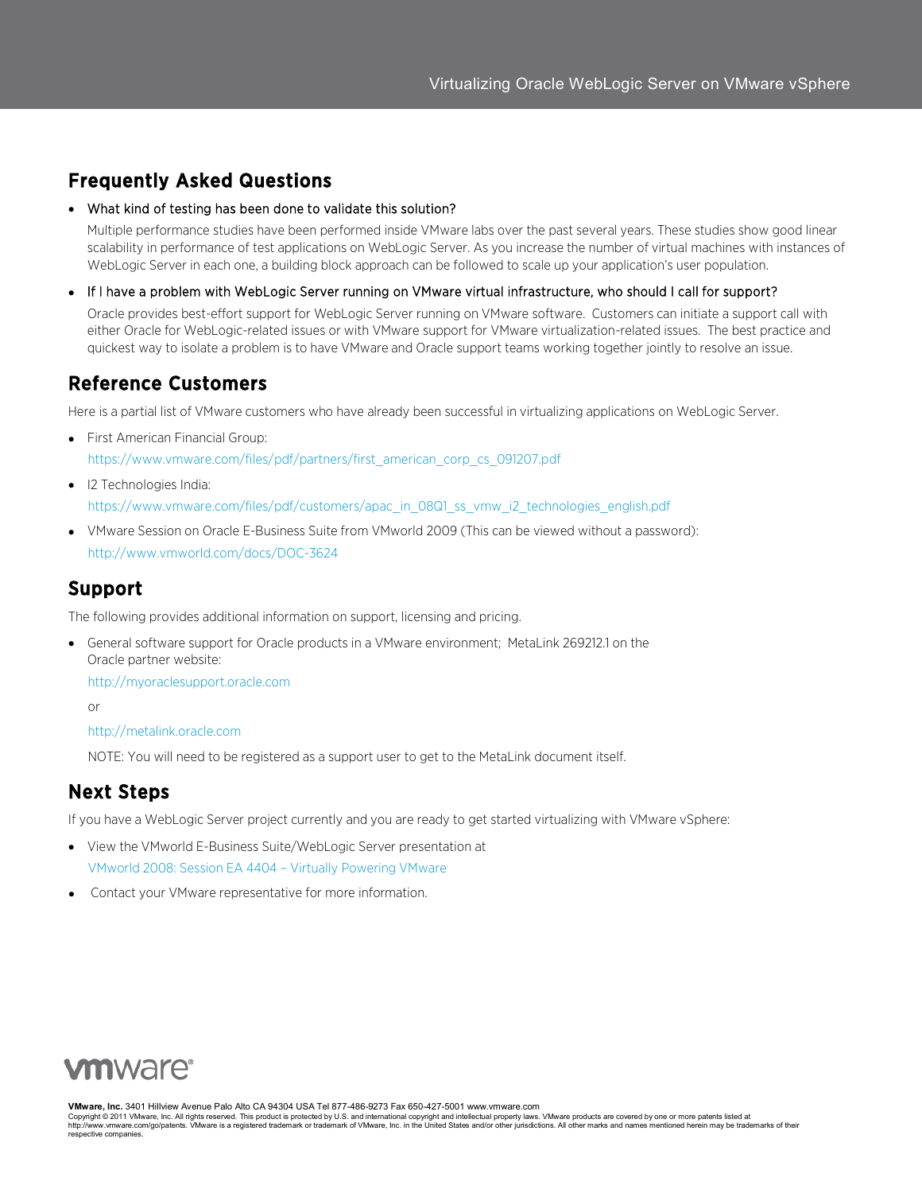## Frequently Asked Questions

- What kind of testing has been done to validate this solution?

  Multiple performance studies have been performed inside VMware labs over the past several years. These studies show good linear scalability in performance of test applications on WebLogic Server. As you increase the number of virtual machines with instances of WebLogic Server in each one, a building block approach can be followed to scale up your application's user population.

- If I have a problem with WebLogic Server running on VMware virtual infrastructure, who should I call for support?

  Oracle provides best-effort support for WebLogic Server running on VMware software. Customers can initiate a support call with either Oracle for WebLogic-related issues or with VMware support for VMware virtualization-related issues. The best practice and quickest way to isolate a problem is to have VMware and Oracle support teams working together jointly to resolve an issue.

## Reference Customers

Here is a partial list of VMware customers who have already been successful in virtualizing applications on WebLogic Server.

- First American Financial Group:
  https://www.vmware.com/files/pdf/partners/first_american_corp_cs_091207.pdf
- I2 Technologies India:
  https://www.vmware.com/files/pdf/customers/apac_in_08Q1_ss_vmw_i2_technologies_english.pdf
- VMware Session on Oracle E-Business Suite from VMworld 2009 (This can be viewed without a password):
  http://www.vmworld.com/docs/DOC-3624

## Support

The following provides additional information on support, licensing and pricing.

- General software support for Oracle products in a VMware environment; MetaLink 269212.1 on the Oracle partner website:

  http://myoraclesupport.oracle.com

  or

  http://metalink.oracle.com

  NOTE: You will need to be registered as a support user to get to the MetaLink document itself.

## Next Steps

If you have a WebLogic Server project currently and you are ready to get started virtualizing with VMware vSphere:

- View the VMworld E-Business Suite/WebLogic Server presentation at
  VMworld 2008: Session EA 4404 – Virtually Powering VMware
- Contact your VMware representative for more information.

**VMware, Inc.** 3401 Hillview Avenue Palo Alto CA 94304 USA Tel 877-486-9273 Fax 650-427-5001 www.vmware.com
Copyright © 2011 VMware, Inc. All rights reserved. This product is protected by U.S. and international copyright and intellectual property laws. VMware products are covered by one or more patents listed at http://www.vmware.com/go/patents. VMware is a registered trademark or trademark of VMware, Inc. in the United States and/or other jurisdictions. All other marks and names mentioned herein may be trademarks of their respective companies.